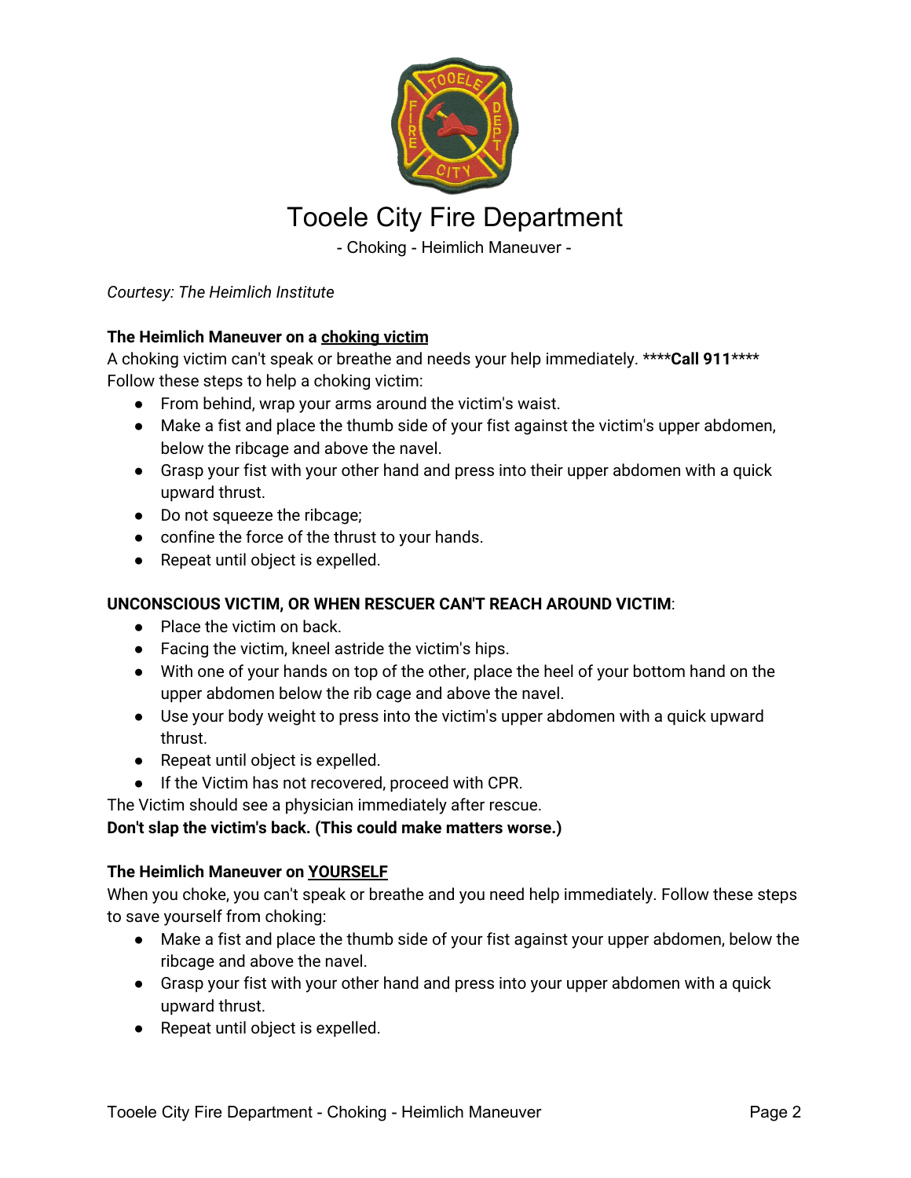# Tooele City Fire Department

- Choking - Heimlich Maneuver -

*Courtesy: The Heimlich Institute*

**The Heimlich Maneuver on a choking victim**

A choking victim can't speak or breathe and needs your help immediately. ****Call 911****
Follow these steps to help a choking victim:

- From behind, wrap your arms around the victim's waist.
- Make a fist and place the thumb side of your fist against the victim's upper abdomen, below the ribcage and above the navel.
- Grasp your fist with your other hand and press into their upper abdomen with a quick upward thrust.
- Do not squeeze the ribcage;
- confine the force of the thrust to your hands.
- Repeat until object is expelled.

**UNCONSCIOUS VICTIM, OR WHEN RESCUER CAN'T REACH AROUND VICTIM**:

- Place the victim on back.
- Facing the victim, kneel astride the victim's hips.
- With one of your hands on top of the other, place the heel of your bottom hand on the upper abdomen below the rib cage and above the navel.
- Use your body weight to press into the victim's upper abdomen with a quick upward thrust.
- Repeat until object is expelled.
- If the Victim has not recovered, proceed with CPR.

The Victim should see a physician immediately after rescue.

**Don't slap the victim's back. (This could make matters worse.)**

**The Heimlich Maneuver on YOURSELF**

When you choke, you can't speak or breathe and you need help immediately. Follow these steps to save yourself from choking:

- Make a fist and place the thumb side of your fist against your upper abdomen, below the ribcage and above the navel.
- Grasp your fist with your other hand and press into your upper abdomen with a quick upward thrust.
- Repeat until object is expelled.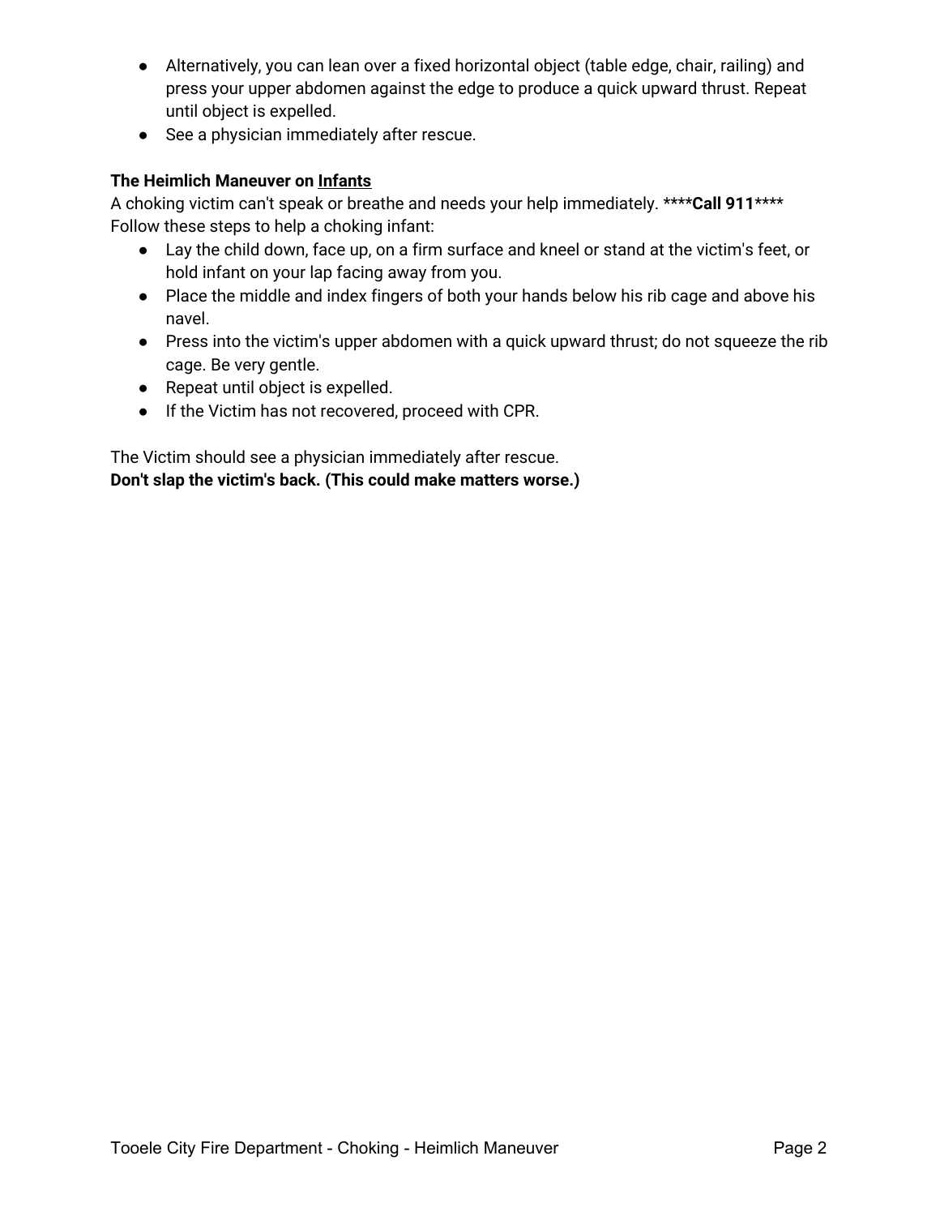- Alternatively, you can lean over a fixed horizontal object (table edge, chair, railing) and press your upper abdomen against the edge to produce a quick upward thrust. Repeat until object is expelled.
- See a physician immediately after rescue.

**The Heimlich Maneuver on <u>Infants</u>**

A choking victim can't speak or breathe and needs your help immediately. ****Call 911****
Follow these steps to help a choking infant:

- Lay the child down, face up, on a firm surface and kneel or stand at the victim's feet, or hold infant on your lap facing away from you.
- Place the middle and index fingers of both your hands below his rib cage and above his navel.
- Press into the victim's upper abdomen with a quick upward thrust; do not squeeze the rib cage. Be very gentle.
- Repeat until object is expelled.
- If the Victim has not recovered, proceed with CPR.

The Victim should see a physician immediately after rescue.
**Don't slap the victim's back. (This could make matters worse.)**